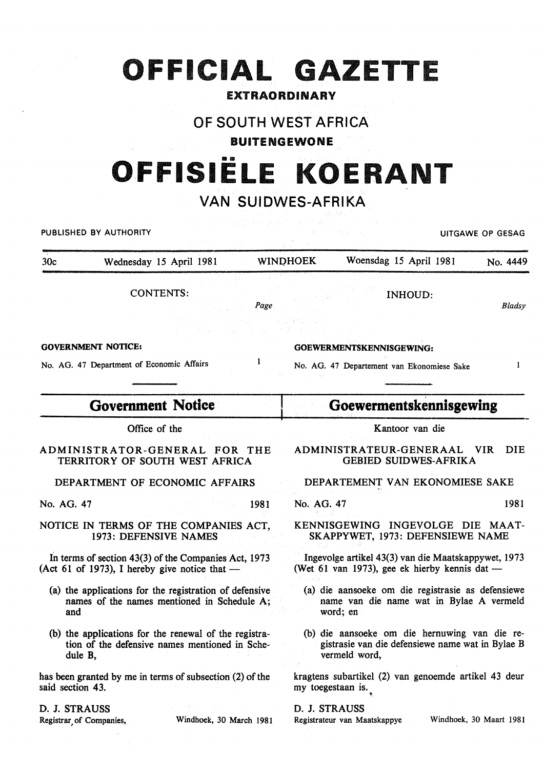# OFFICIAL GAZETTE

**EXTRAORDINARY**

## OF SOUTH WEST AFRICA

**BUITENGEWONE**

# OFFISIËLE KOERANT

## VAN SUIDWES-AFRIKA

PUBLISHED BY AUTHORITY — UITGAWE OP GESAG

30c — Wednesday 15 April 1981 — WINDHOEK — Woensdag 15 April 1981 — No. 4449

| CONTENTS: | Page |
|---|---|
| **GOVERNMENT NOTICE:** | |
| No. AG. 47 Department of Economic Affairs | 1 |

| INHOUD: | Bladsy |
|---|---|
| **GOEWERMENTSKENNISGEWING:** | |
| No. AG. 47 Departement van Ekonomiese Sake | 1 |

## Government Notice

Office of the

ADMINISTRATOR-GENERAL FOR THE TERRITORY OF SOUTH WEST AFRICA

DEPARTMENT OF ECONOMIC AFFAIRS

No. AG. 47 — 1981

NOTICE IN TERMS OF THE COMPANIES ACT, 1973: DEFENSIVE NAMES

In terms of section 43(3) of the Companies Act, 1973 (Act 61 of 1973), I hereby give notice that —

(a) the applications for the registration of defensive names of the names mentioned in Schedule A; and

(b) the applications for the renewal of the registration of the defensive names mentioned in Schedule B,

has been granted by me in terms of subsection (2) of the said section 43.

D. J. STRAUSS
Registrar of Companies, — Windhoek, 30 March 1981

## Goewermentskennisgewing

Kantoor van die

ADMINISTRATEUR-GENERAAL VIR DIE GEBIED SUIDWES-AFRIKA

DEPARTEMENT VAN EKONOMIESE SAKE

No. AG. 47 — 1981

KENNISGEWING INGEVOLGE DIE MAATSKAPPYWET, 1973: DEFENSIEWE NAME

Ingevolge artikel 43(3) van die Maatskappywet, 1973 (Wet 61 van 1973), gee ek hierby kennis dat —

(a) die aansoeke om die registrasie as defensiewe name van die name wat in Bylae A vermeld word; en

(b) die aansoeke om die hernuwing van die registrasie van die defensiewe name wat in Bylae B vermeld word,

kragtens subartikel (2) van genoemde artikel 43 deur my toegestaan is.

D. J. STRAUSS
Registrateur van Maatskappye — Windhoek, 30 Maart 1981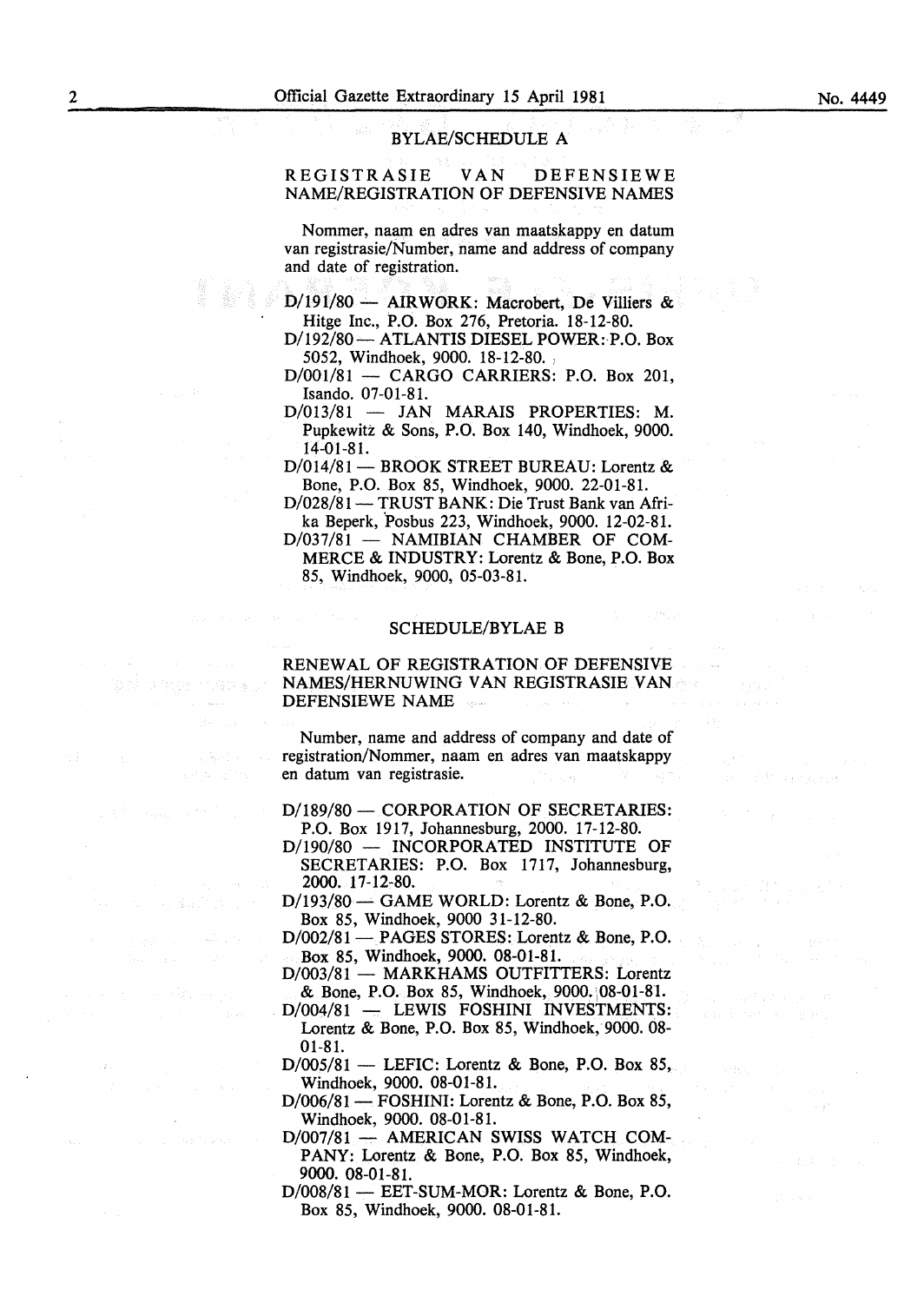## BYLAE/SCHEDULE A

### REGISTRASIE VAN DEFENSIEWE NAME/REGISTRATION OF DEFENSIVE NAMES

Nommer, naam en adres van maatskappy en datum van registrasie/Number, name and address of company and date of registration.

D/191/80 — AIRWORK: Macrobert, De Villiers & Hitge Inc., P.O. Box 276, Pretoria. 18-12-80.

D/192/80 — ATLANTIS DIESEL POWER: P.O. Box 5052, Windhoek, 9000. 18-12-80.

D/001/81 — CARGO CARRIERS: P.O. Box 201, Isando. 07-01-81.

D/013/81 — JAN MARAIS PROPERTIES: M. Pupkewitz & Sons, P.O. Box 140, Windhoek, 9000. 14-01-81.

D/014/81 — BROOK STREET BUREAU: Lorentz & Bone, P.O. Box 85, Windhoek, 9000. 22-01-81.

D/028/81 — TRUST BANK: Die Trust Bank van Afrika Beperk, Posbus 223, Windhoek, 9000. 12-02-81.

D/037/81 — NAMIBIAN CHAMBER OF COMMERCE & INDUSTRY: Lorentz & Bone, P.O. Box 85, Windhoek, 9000, 05-03-81.

## SCHEDULE/BYLAE B

### RENEWAL OF REGISTRATION OF DEFENSIVE NAMES/HERNUWING VAN REGISTRASIE VAN DEFENSIEWE NAME

Number, name and address of company and date of registration/Nommer, naam en adres van maatskappy en datum van registrasie.

D/189/80 — CORPORATION OF SECRETARIES: P.O. Box 1917, Johannesburg, 2000. 17-12-80.

D/190/80 — INCORPORATED INSTITUTE OF SECRETARIES: P.O. Box 1717, Johannesburg, 2000. 17-12-80.

D/193/80 — GAME WORLD: Lorentz & Bone, P.O. Box 85, Windhoek, 9000 31-12-80.

D/002/81 — PAGES STORES: Lorentz & Bone, P.O. Box 85, Windhoek, 9000. 08-01-81.

D/003/81 — MARKHAMS OUTFITTERS: Lorentz & Bone, P.O. Box 85, Windhoek, 9000. 08-01-81.

D/004/81 — LEWIS FOSHINI INVESTMENTS: Lorentz & Bone, P.O. Box 85, Windhoek, 9000. 08-01-81.

D/005/81 — LEFIC: Lorentz & Bone, P.O. Box 85, Windhoek, 9000. 08-01-81.

D/006/81 — FOSHINI: Lorentz & Bone, P.O. Box 85, Windhoek, 9000. 08-01-81.

D/007/81 — AMERICAN SWISS WATCH COMPANY: Lorentz & Bone, P.O. Box 85, Windhoek, 9000. 08-01-81.

D/008/81 — EET-SUM-MOR: Lorentz & Bone, P.O. Box 85, Windhoek, 9000. 08-01-81.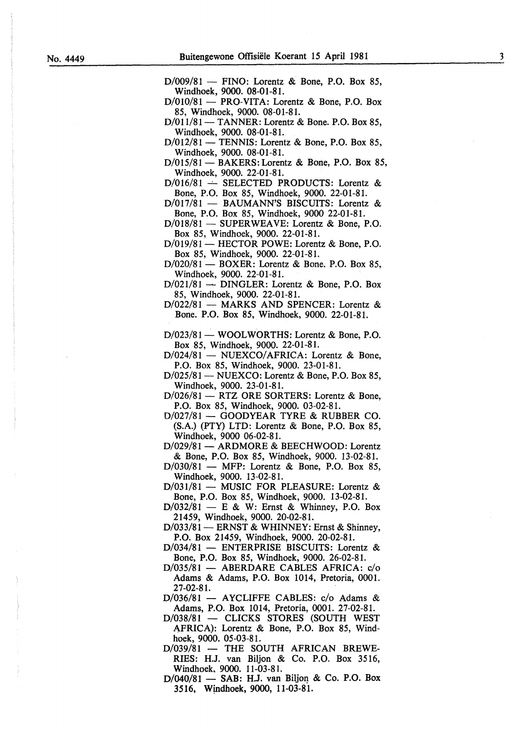D/009/81 — FINO: Lorentz & Bone, P.O. Box 85, Windhoek, 9000. 08-01-81.

D/010/81 — PRO-VITA: Lorentz & Bone, P.O. Box 85, Windhoek, 9000. 08-01-81.

D/011/81 — TANNER: Lorentz & Bone. P.O. Box 85, Windhoek, 9000. 08-01-81.

D/012/81 — TENNIS: Lorentz & Bone, P.O. Box 85, Windhoek, 9000. 08-01-81.

D/015/81 — BAKERS: Lorentz & Bone, P.O. Box 85, Windhoek, 9000. 22-01-81.

D/016/81 — SELECTED PRODUCTS: Lorentz & Bone, P.O. Box 85, Windhoek, 9000. 22-01-81.

D/017/81 — BAUMANN'S BISCUITS: Lorentz & Bone, P.O. Box 85, Windhoek, 9000 22-01-81.

D/018/81 — SUPERWEAVE: Lorentz & Bone, P.O. Box 85, Windhoek, 9000. 22-01-81.

D/019/81 — HECTOR POWE: Lorentz & Bone, P.O. Box 85, Windhoek, 9000. 22-01-81.

D/020/81 — BOXER: Lorentz & Bone. P.O. Box 85, Windhoek, 9000. 22-01-81.

D/021/81 — DINGLER: Lorentz & Bone, P.O. Box 85, Windhoek, 9000. 22-01-81.

D/022/81 — MARKS AND SPENCER: Lorentz & Bone. P.O. Box 85, Windhoek, 9000. 22-01-81.

D/023/81 — WOOLWORTHS: Lorentz & Bone, P.O. Box 85, Windhoek, 9000. 22-01-81.

D/024/81 — NUEXCO/AFRICA: Lorentz & Bone, P.O. Box 85, Windhoek, 9000. 23-01-81.

D/025/81 — NUEXCO: Lorentz & Bone, P.O. Box 85, Windhoek, 9000. 23-01-81.

D/026/81 — RTZ ORE SORTERS: Lorentz & Bone, P.O. Box 85, Windhoek, 9000. 03-02-81.

D/027/81 — GOODYEAR TYRE & RUBBER CO. (S.A.) (PTY) LTD: Lorentz & Bone, P.O. Box 85, Windhoek, 9000 06-02-81.

D/029/81 — ARDMORE & BEECHWOOD: Lorentz & Bone, P.O. Box 85, Windhoek, 9000. 13-02-81.

D/030/81 — MFP: Lorentz & Bone, P.O. Box 85, Windhoek, 9000. 13-02-81.

D/031/81 — MUSIC FOR PLEASURE: Lorentz & Bone, P.O. Box 85, Windhoek, 9000. 13-02-81.

D/032/81 — E & W: Ernst & Whinney, P.O. Box 21459, Windhoek, 9000. 20-02-81.

D/033/81 — ERNST & WHINNEY: Ernst & Shinney, P.O. Box 21459, Windhoek, 9000. 20-02-81.

D/034/81 — ENTERPRISE BISCUITS: Lorentz & Bone, P.O. Box 85, Windhoek, 9000. 26-02-81.

D/035/81 — ABERDARE CABLES AFRICA: c/o Adams & Adams, P.O. Box 1014, Pretoria, 0001. 27-02-81.

D/036/81 — AYCLIFFE CABLES: c/o Adams & Adams, P.O. Box 1014, Pretoria, 0001. 27-02-81.

D/038/81 — CLICKS STORES (SOUTH WEST AFRICA): Lorentz & Bone, P.O. Box 85, Windhoek, 9000. 05-03-81.

D/039/81 — THE SOUTH AFRICAN BREWERIES: H.J. van Biljon & Co. P.O. Box 3516, Windhoek, 9000. 11-03-81.

D/040/81 — SAB: H.J. van Biljon & Co. P.O. Box 3516, Windhoek, 9000, 11-03-81.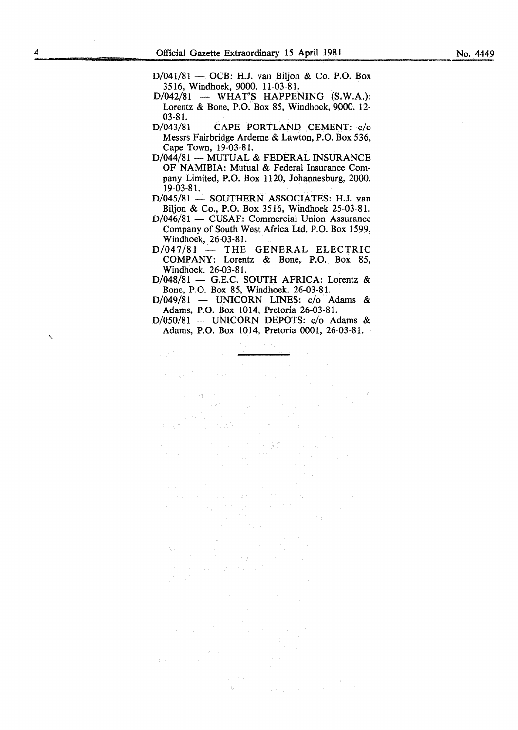D/041/81 — OCB: H.J. van Biljon & Co. P.O. Box 3516, Windhoek, 9000. 11-03-81.

D/042/81 — WHAT'S HAPPENING (S.W.A.): Lorentz & Bone, P.O. Box 85, Windhoek, 9000. 12-03-81.

D/043/81 — CAPE PORTLAND CEMENT: c/o Messrs Fairbridge Arderne & Lawton, P.O. Box 536, Cape Town, 19-03-81.

D/044/81 — MUTUAL & FEDERAL INSURANCE OF NAMIBIA: Mutual & Federal Insurance Company Limited, P.O. Box 1120, Johannesburg, 2000. 19-03-81.

D/045/81 — SOUTHERN ASSOCIATES: H.J. van Biljon & Co., P.O. Box 3516, Windhoek 25-03-81.

D/046/81 — CUSAF: Commercial Union Assurance Company of South West Africa Ltd. P.O. Box 1599, Windhoek, 26-03-81.

D/047/81 — THE GENERAL ELECTRIC COMPANY: Lorentz & Bone, P.O. Box 85, Windhoek. 26-03-81.

D/048/81 — G.E.C. SOUTH AFRICA: Lorentz & Bone, P.O. Box 85, Windhoek. 26-03-81.

D/049/81 — UNICORN LINES: c/o Adams & Adams, P.O. Box 1014, Pretoria 26-03-81.

D/050/81 — UNICORN DEPOTS: c/o Adams & Adams, P.O. Box 1014, Pretoria 0001, 26-03-81.